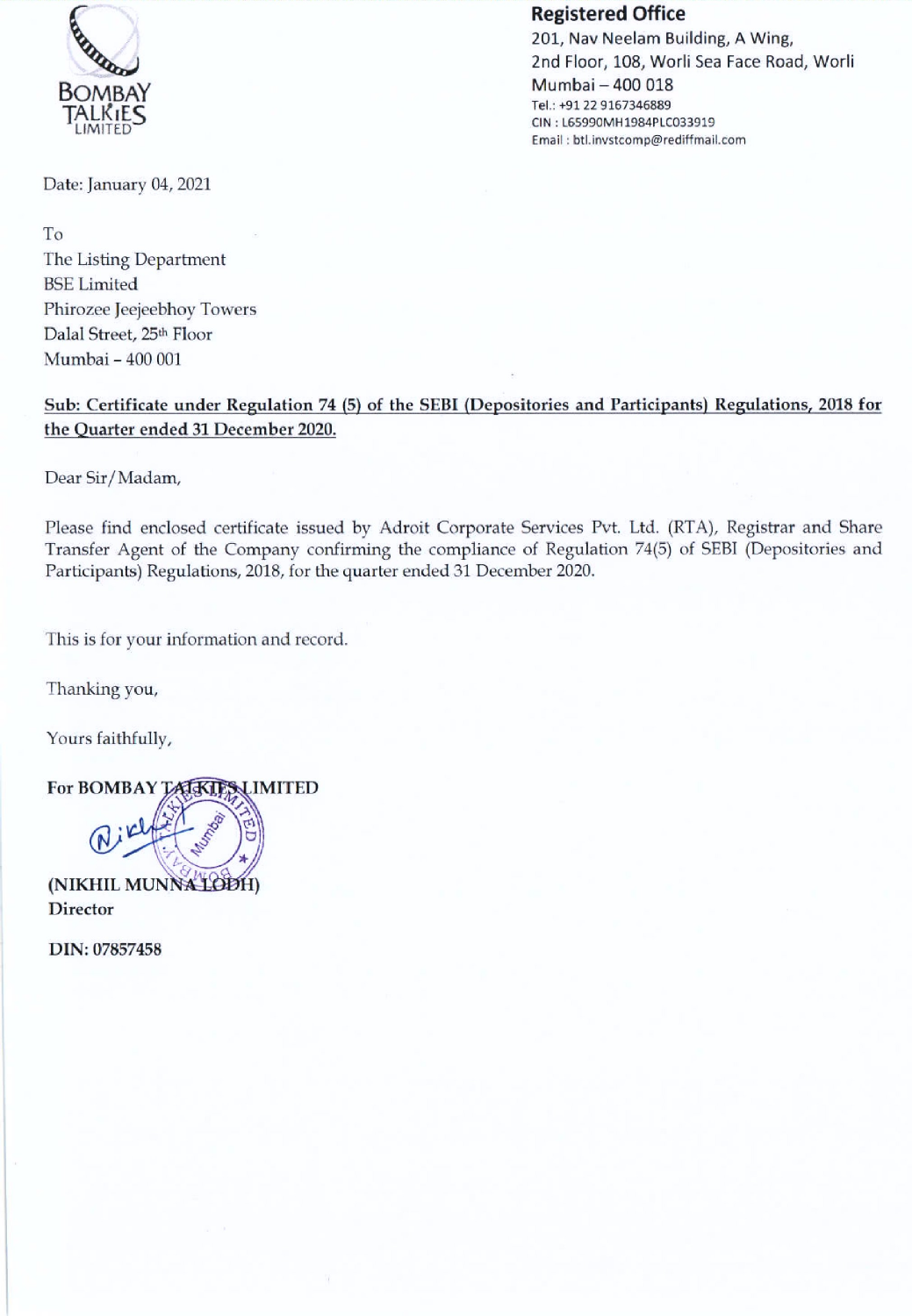BOMBAY TALKIES LIMITED

**Registered Office**
201, Nav Neelam Building, A Wing,
2nd Floor, 108, Worli Sea Face Road, Worli
Mumbai – 400 018
Tel.: +91 22 9167346889
CIN : L65990MH1984PLC033919
Email : btl.invstcomp@rediffmail.com

Date: January 04, 2021

To
The Listing Department
BSE Limited
Phirozee Jeejeebhoy Towers
Dalal Street, 25th Floor
Mumbai – 400 001

**Sub: Certificate under Regulation 74 (5) of the SEBI (Depositories and Participants) Regulations, 2018 for the Quarter ended 31 December 2020.**

Dear Sir/Madam,

Please find enclosed certificate issued by Adroit Corporate Services Pvt. Ltd. (RTA), Registrar and Share Transfer Agent of the Company confirming the compliance of Regulation 74(5) of SEBI (Depositories and Participants) Regulations, 2018, for the quarter ended 31 December 2020.

This is for your information and record.

Thanking you,

Yours faithfully,

**For BOMBAY TALKIES LIMITED**

**(NIKHIL MUNNA LODH)**
**Director**

**DIN: 07857458**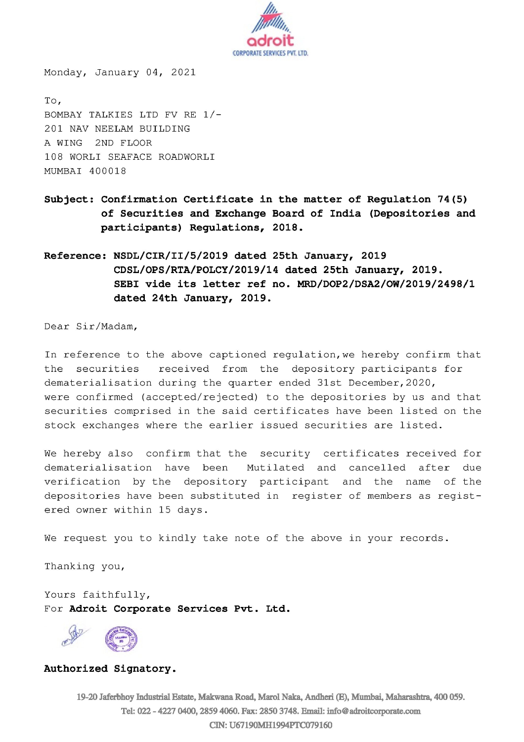adroit
CORPORATE SERVICES PVT. LTD.

Monday, January 04, 2021

To,
BOMBAY TALKIES LTD FV RE 1/-
201 NAV NEELAM BUILDING
A WING 2ND FLOOR
108 WORLI SEAFACE ROADWORLI
MUMBAI 400018

**Subject: Confirmation Certificate in the matter of Regulation 74(5) of Securities and Exchange Board of India (Depositories and participants) Regulations, 2018.**

**Reference: NSDL/CIR/II/5/2019 dated 25th January, 2019**
**CDSL/OPS/RTA/POLCY/2019/14 dated 25th January, 2019.**
**SEBI vide its letter ref no. MRD/DOP2/DSA2/OW/2019/2498/1 dated 24th January, 2019.**

Dear Sir/Madam,

In reference to the above captioned regulation,we hereby confirm that the securities received from the depository participants for dematerialisation during the quarter ended 31st December,2020, were confirmed (accepted/rejected) to the depositories by us and that securities comprised in the said certificates have been listed on the stock exchanges where the earlier issued securities are listed.

We hereby also confirm that the security certificates received for dematerialisation have been Mutilated and cancelled after due verification by the depository participant and the name of the depositories have been substituted in register of members as registered owner within 15 days.

We request you to kindly take note of the above in your records.

Thanking you,

Yours faithfully,
For **Adroit Corporate Services Pvt. Ltd.**

**Authorized Signatory.**

19-20 Jaferbhoy Industrial Estate, Makwana Road, Marol Naka, Andheri (E), Mumbai, Maharashtra, 400 059.
Tel: 022 - 4227 0400, 2859 4060. Fax: 2850 3748. Email: info@adroitcorporate.com
CIN: U67190MH1994PTC079160